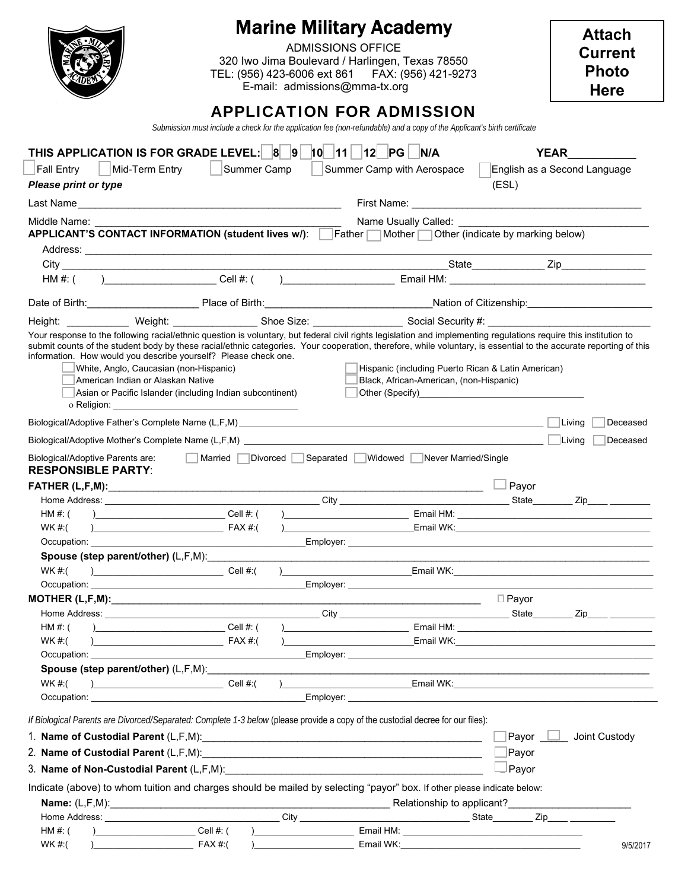# Marine Military Academy

ADMISSIONS OFFICE
320 Iwo Jima Boulevard / Harlingen, Texas 78550
TEL: (956) 423-6006 ext 861 FAX: (956) 421-9273
E-mail: admissions@mma-tx.org

**Attach Current Photo Here**

## APPLICATION FOR ADMISSION

*Submission must include a check for the application fee (non-refundable) and a copy of the Applicant's birth certificate*

**THIS APPLICATION IS FOR GRADE LEVEL:** ☐ 8 ☐ 9 ☐ 10 ☐ 11 ☐ 12 ☐ PG ☐ N/A **YEAR**__________

☐ Fall Entry ☐ Mid-Term Entry ☐ Summer Camp ☐ Summer Camp with Aerospace ☐ English as a Second Language (ESL)

***Please print or type***

Last Name______________________________________________ First Name: _______________________________________

Middle Name: __________________________________________ Name Usually Called: _______________________________

**APPLICANT'S CONTACT INFORMATION (student lives w/)**: ☐ Father ☐ Mother ☐ Other (indicate by marking below)

Address: ______________________________________________________________________________________

City _____________________________________________________________ State_____________ Zip_______________

HM #: ( )____________________ Cell #: ( )____________________ Email HM: ___________________________________

Date of Birth:____________________ Place of Birth:______________________________ Nation of Citizenship:_______________________

Height: ___________ Weight: _______________ Shoe Size: _______________ Social Security #: ______________________________

Your response to the following racial/ethnic question is voluntary, but federal civil rights legislation and implementing regulations require this institution to submit counts of the student body by these racial/ethnic categories. Your cooperation, therefore, while voluntary, is essential to the accurate reporting of this information. How would you describe yourself? Please check one.

☐ White, Anglo, Caucasian (non-Hispanic)
☐ American Indian or Alaskan Native
☐ Asian or Pacific Islander (including Indian subcontinent)
☐ Hispanic (including Puerto Rican & Latin American)
☐ Black, African-American, (non-Hispanic)
☐ Other (Specify)________________________________

o Religion: ___________________________________

Biological/Adoptive Father's Complete Name (L,F,M) _______________________________________________________ ☐ Living ☐ Deceased

Biological/Adoptive Mother's Complete Name (L,F,M) _______________________________________________________ ☐ Living ☐ Deceased

Biological/Adoptive Parents are: ☐ Married ☐ Divorced ☐ Separated ☐ Widowed ☐ Never Married/Single

**RESPONSIBLE PARTY**:

**FATHER (L,F,M):**_____________________________________________________________________ ☐ Payor

Home Address: _________________________________________ City ____________________________ State________ Zip____ ________

HM #: ( )__________________________ Cell #: ( )________________________ Email HM: __________________________________

WK #:( )__________________________ FAX #:( )________________________ Email WK:__________________________________

Occupation: ___________________________________________ Employer: ___________________________________________________

**Spouse (step parent/other) (**L,F,M):_________________________________________________________________________________

WK #:( )__________________________ Cell #:( )________________________ Email WK:__________________________________

Occupation: ___________________________________________ Employer: ___________________________________________________

**MOTHER (L,F,M):**_____________________________________________________________________ ☐ Payor

Home Address: _________________________________________ City ____________________________ State________ Zip____ ________

HM #: ( )__________________________ Cell #: ( )________________________ Email HM: __________________________________

WK #:( )__________________________ FAX #:( )________________________ Email WK:__________________________________

Occupation: ___________________________________________ Employer: ___________________________________________________

**Spouse (step parent/other)** (L,F,M):_________________________________________________________________________________

WK #:( )__________________________ Cell #:( )________________________ Email WK:__________________________________

Occupation: ___________________________________________ Employer: ___________________________________________________

*If Biological Parents are Divorced/Separated: Complete 1-3 below* (please provide a copy of the custodial decree for our files):

1. **Name of Custodial Parent** (L,F,M):_______________________________________________ ☐ Payor ☐ Joint Custody
2. **Name of Custodial Parent** (L,F,M):_______________________________________________ ☐ Payor
3. **Name of Non-Custodial Parent** (L,F,M):___________________________________________ ☐ Payor

Indicate (above) to whom tuition and charges should be mailed by selecting "payor" box. If other please indicate below:

**Name:** (L,F,M):_______________________________________________ Relationship to applicant?______________________

Home Address: ____________________________________ City ________________________________ State________ Zip____ ________

HM #: ( )____________________ Cell #: ( )____________________ Email HM: ____________________________________

WK #:( )____________________ FAX #:( )____________________ Email WK:____________________________________

9/5/2017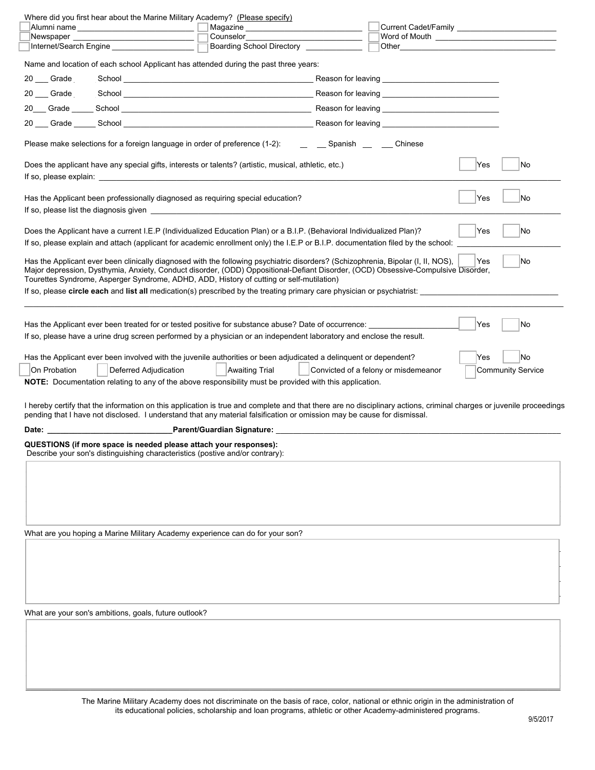Where did you first hear about the Marine Military Academy? (Please specify)

☐ Alumni name ______________________ ☐ Magazine ______________________ ☐ Current Cadet/Family ______________________

☐ Newspaper ______________________ ☐ Counselor ______________________ ☐ Word of Mouth ______________________

☐ Internet/Search Engine ______________________ ☐ Boarding School Directory ____________ ☐ Other ______________________

Name and location of each school Applicant has attended during the past three years:

20 ___ Grade School ______________________________________ Reason for leaving ______________________

20 ___ Grade School ______________________________________ Reason for leaving ______________________

20___ Grade _____ School ______________________________________ Reason for leaving ______________________

20 ___ Grade _____ School ______________________________________ Reason for leaving ______________________

Please make selections for a foreign language in order of preference (1-2): __ __ Spanish __ __ Chinese

Does the applicant have any special gifts, interests or talents? (artistic, musical, athletic, etc.) ☐ Yes ☐ No

If so, please explain: ______________________________________________

Has the Applicant been professionally diagnosed as requiring special education? ☐ Yes ☐ No

If so, please list the diagnosis given ______________________________________________

Does the Applicant have a current I.E.P (Individualized Education Plan) or a B.I.P. (Behavioral Individualized Plan)? ☐ Yes ☐ No

If so, please explain and attach (applicant for academic enrollment only) the I.E.P or B.I.P. documentation filed by the school: ______________________

Has the Applicant ever been clinically diagnosed with the following psychiatric disorders? (Schizophrenia, Bipolar (I, II, NOS), Major depression, Dysthymia, Anxiety, Conduct disorder, (ODD) Oppositional-Defiant Disorder, (OCD) Obsessive-Compulsive Disorder, Tourettes Syndrome, Asperger Syndrome, ADHD, ADD, History of cutting or self-mutilation) ☐ Yes ☐ No

If so, please **circle each** and **list all** medication(s) prescribed by the treating primary care physician or psychiatrist: ______________________

______________________________________________

Has the Applicant ever been treated for or tested positive for substance abuse? Date of occurrence: ______________________ ☐ Yes ☐ No

If so, please have a urine drug screen performed by a physician or an independent laboratory and enclose the result.

Has the Applicant ever been involved with the juvenile authorities or been adjudicated a delinquent or dependent? ☐ Yes ☐ No

☐ On Probation ☐ Deferred Adjudication ☐ Awaiting Trial ☐ Convicted of a felony or misdemeanor ☐ Community Service

**NOTE:** Documentation relating to any of the above responsibility must be provided with this application.

I hereby certify that the information on this application is true and complete and that there are no disciplinary actions, criminal charges or juvenile proceedings pending that I have not disclosed. I understand that any material falsification or omission may be cause for dismissal.

**Date:** ______________________ **Parent/Guardian Signature:** ______________________________________________

**QUESTIONS (if more space is needed please attach your responses):**

Describe your son's distinguishing characteristics (postive and/or contrary):

What are you hoping a Marine Military Academy experience can do for your son?

What are your son's ambitions, goals, future outlook?

The Marine Military Academy does not discriminate on the basis of race, color, national or ethnic origin in the administration of its educational policies, scholarship and loan programs, athletic or other Academy-administered programs.

9/5/2017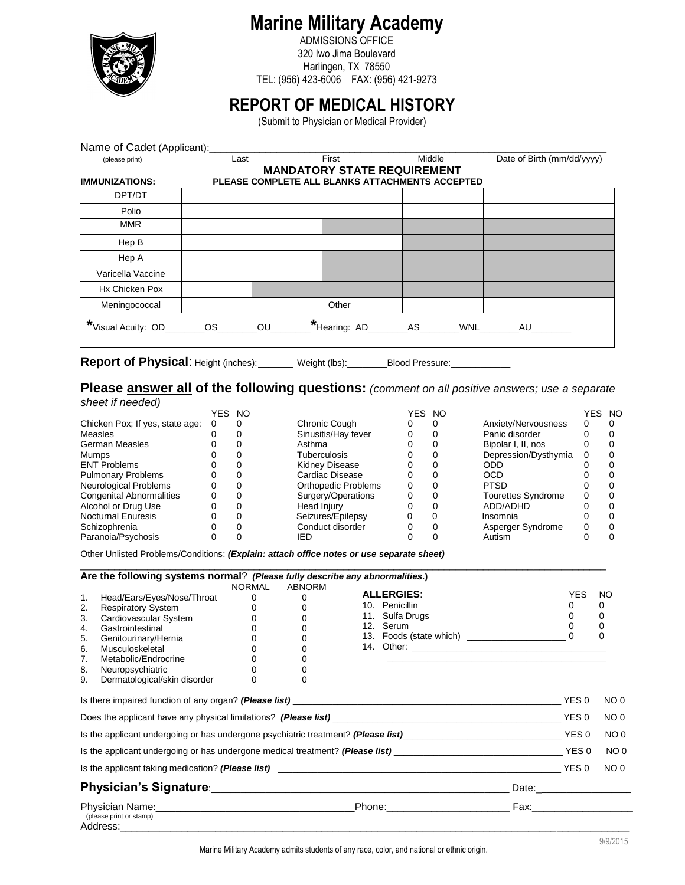# Marine Military Academy

ADMISSIONS OFFICE
320 Iwo Jima Boulevard
Harlingen, TX 78550
TEL: (956) 423-6006 FAX: (956) 421-9273

## REPORT OF MEDICAL HISTORY

(Submit to Physician or Medical Provider)

Name of Cadet (Applicant):\_\_\_\_\_\_\_\_\_\_\_\_\_\_\_\_\_\_\_\_\_\_\_\_\_\_\_\_\_\_\_\_\_\_\_\_\_\_\_\_\_\_\_\_\_\_\_\_\_\_\_\_\_\_\_\_
(please print) Last First Middle Date of Birth (mm/dd/yyyy)

**MANDATORY STATE REQUIREMENT**

**IMMUNIZATIONS:** **PLEASE COMPLETE ALL BLANKS ATTACHMENTS ACCEPTED**

| | | | | | | |
|---|---|---|---|---|---|---|
| DPT/DT | | | | | | |
| Polio | | | | | | |
| MMR | | | | | | |
| Hep B | | | | | | |
| Hep A | | | | | | |
| Varicella Vaccine | | | | | | |
| Hx Chicken Pox | | | | | | |
| Meningococcal | | | Other | | | |

*Visual Acuity: OD\_\_\_\_\_\_\_OS\_\_\_\_\_\_\_OU\_\_\_\_\_\_\_ *Hearing: AD\_\_\_\_\_\_\_AS\_\_\_\_\_\_\_WNL\_\_\_\_\_\_\_AU\_\_\_\_\_\_\_

**Report of Physical**: Height (inches):\_\_\_\_\_\_\_ Weight (lbs):\_\_\_\_\_\_\_\_Blood Pressure:\_\_\_\_\_\_\_\_\_\_\_\_

### Please <u>answer all</u> of the following questions: *(comment on all positive answers; use a separate sheet if needed)*

| | YES | NO | | YES | NO | | YES | NO |
|---|---|---|---|---|---|---|---|---|
| Chicken Pox; If yes, state age: | 0 | 0 | Chronic Cough | 0 | 0 | Anxiety/Nervousness | 0 | 0 |
| Measles | 0 | 0 | Sinusitis/Hay fever | 0 | 0 | Panic disorder | 0 | 0 |
| German Measles | 0 | 0 | Asthma | 0 | 0 | Bipolar I, II, nos | 0 | 0 |
| Mumps | 0 | 0 | Tuberculosis | 0 | 0 | Depression/Dysthymia | 0 | 0 |
| ENT Problems | 0 | 0 | Kidney Disease | 0 | 0 | ODD | 0 | 0 |
| Pulmonary Problems | 0 | 0 | Cardiac Disease | 0 | 0 | OCD | 0 | 0 |
| Neurological Problems | 0 | 0 | Orthopedic Problems | 0 | 0 | PTSD | 0 | 0 |
| Congenital Abnormalities | 0 | 0 | Surgery/Operations | 0 | 0 | Tourettes Syndrome | 0 | 0 |
| Alcohol or Drug Use | 0 | 0 | Head Injury | 0 | 0 | ADD/ADHD | 0 | 0 |
| Nocturnal Enuresis | 0 | 0 | Seizures/Epilepsy | 0 | 0 | Insomnia | 0 | 0 |
| Schizophrenia | 0 | 0 | Conduct disorder | 0 | 0 | Asperger Syndrome | 0 | 0 |
| Paranoia/Psychosis | 0 | 0 | IED | 0 | 0 | Autism | 0 | 0 |

Other Unlisted Problems/Conditions: ***(Explain: attach office notes or use separate sheet)***
\_\_\_\_\_\_\_\_\_\_\_\_\_\_\_\_\_\_\_\_\_\_\_\_\_\_\_\_\_\_\_\_\_\_\_\_\_\_\_\_\_\_\_\_\_\_\_\_\_\_\_\_\_\_\_\_\_\_\_\_\_\_\_\_\_\_\_\_\_\_\_\_\_\_

**Are the following systems normal**? ***(Please fully describe any abnormalities.)***

| | NORMAL | ABNORM |
|---|---|---|
| 1. Head/Ears/Eyes/Nose/Throat | 0 | 0 |
| 2. Respiratory System | 0 | 0 |
| 3. Cardiovascular System | 0 | 0 |
| 4. Gastrointestinal | 0 | 0 |
| 5. Genitourinary/Hernia | 0 | 0 |
| 6. Musculoskeletal | 0 | 0 |
| 7. Metabolic/Endrocrine | 0 | 0 |
| 8. Neuropsychiatric | 0 | 0 |
| 9. Dermatological/skin disorder | 0 | 0 |

| **ALLERGIES**: | YES | NO |
|---|---|---|
| 10. Penicillin | 0 | 0 |
| 11. Sulfa Drugs | 0 | 0 |
| 12. Serum | 0 | 0 |
| 13. Foods (state which) \_\_\_\_\_\_\_\_\_\_\_\_\_\_\_\_\_\_\_ | 0 | 0 |
| 14. Other: \_\_\_\_\_\_\_\_\_\_\_\_\_\_\_\_\_\_\_\_\_\_\_\_\_\_\_\_\_\_\_\_\_\_\_\_\_\_\_\_ | | |

Is there impaired function of any organ? ***(Please list)*** \_\_\_\_\_\_\_\_\_\_\_\_\_\_\_\_\_\_\_\_\_\_\_\_\_\_\_\_\_\_\_\_\_\_\_\_\_ YES 0 NO 0

Does the applicant have any physical limitations? ***(Please list)*** \_\_\_\_\_\_\_\_\_\_\_\_\_\_\_\_\_\_\_\_\_\_\_\_\_\_\_\_\_\_\_ YES 0 NO 0

Is the applicant undergoing or has undergone psychiatric treatment? ***(Please list)***\_\_\_\_\_\_\_\_\_\_\_\_\_\_\_\_\_\_\_\_ YES 0 NO 0

Is the applicant undergoing or has undergone medical treatment? ***(Please list)*** \_\_\_\_\_\_\_\_\_\_\_\_\_\_\_\_\_\_\_\_\_\_ YES 0 NO 0

Is the applicant taking medication? ***(Please list)*** \_\_\_\_\_\_\_\_\_\_\_\_\_\_\_\_\_\_\_\_\_\_\_\_\_\_\_\_\_\_\_\_\_\_\_\_\_\_\_\_\_ YES 0 NO 0

**Physician's Signature**:\_\_\_\_\_\_\_\_\_\_\_\_\_\_\_\_\_\_\_\_\_\_\_\_\_\_\_\_\_\_\_\_\_\_\_\_\_\_\_\_\_\_\_\_ Date:\_\_\_\_\_\_\_\_\_\_\_\_\_\_\_\_

Physician Name:\_\_\_\_\_\_\_\_\_\_\_\_\_\_\_\_\_\_\_\_\_\_\_\_\_\_\_\_\_\_\_\_\_\_Phone:\_\_\_\_\_\_\_\_\_\_\_\_\_\_\_\_\_\_\_\_\_ Fax:\_\_\_\_\_\_\_\_\_\_\_\_\_\_\_\_\_\_
(please print or stamp)
Address:\_\_\_\_\_\_\_\_\_\_\_\_\_\_\_\_\_\_\_\_\_\_\_\_\_\_\_\_\_\_\_\_\_\_\_\_\_\_\_\_\_\_\_\_\_\_\_\_\_\_\_\_\_\_\_\_\_\_\_\_\_\_\_\_\_\_\_\_\_\_\_\_\_\_\_\_\_\_\_\_\_

9/9/2015

Marine Military Academy admits students of any race, color, and national or ethnic origin.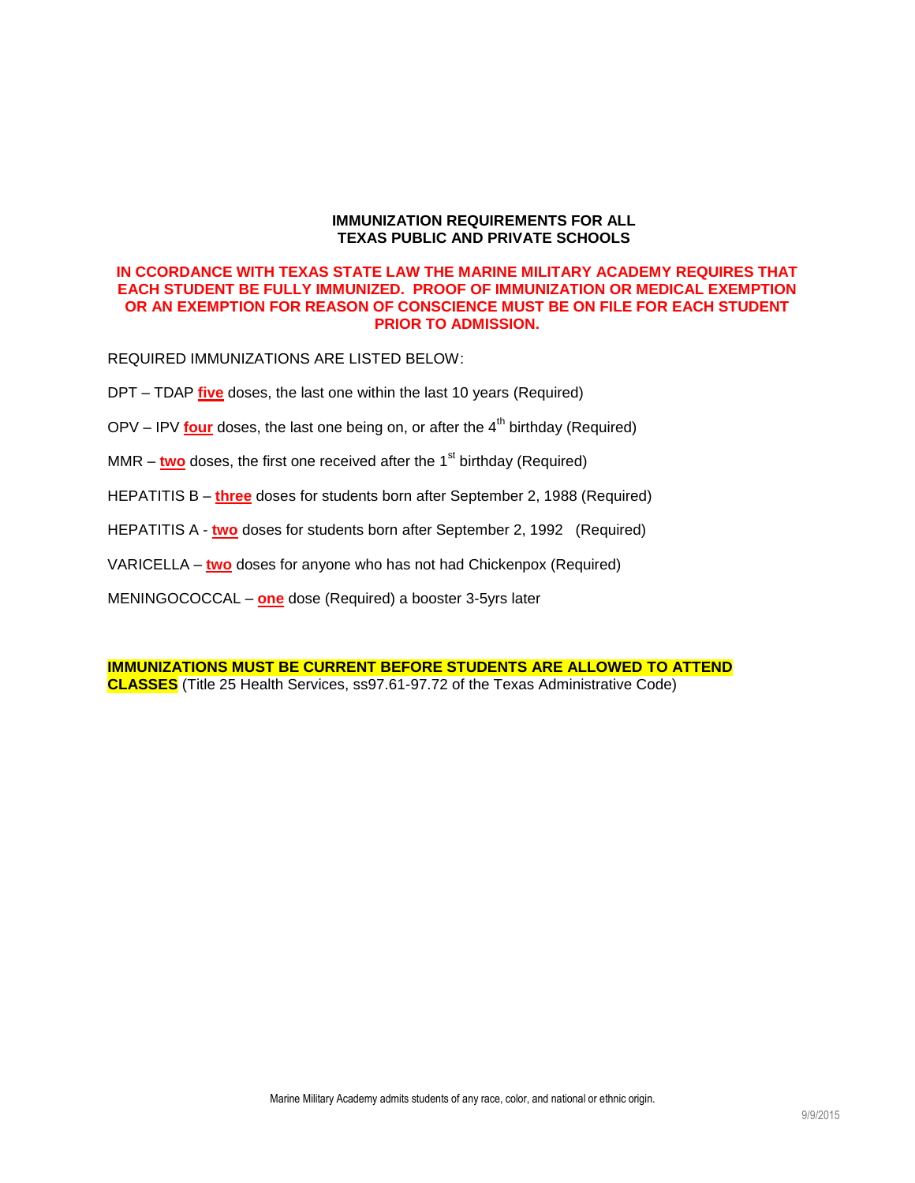## IMMUNIZATION REQUIREMENTS FOR ALL TEXAS PUBLIC AND PRIVATE SCHOOLS

**IN CCORDANCE WITH TEXAS STATE LAW THE MARINE MILITARY ACADEMY REQUIRES THAT EACH STUDENT BE FULLY IMMUNIZED. PROOF OF IMMUNIZATION OR MEDICAL EXEMPTION OR AN EXEMPTION FOR REASON OF CONSCIENCE MUST BE ON FILE FOR EACH STUDENT PRIOR TO ADMISSION.**

REQUIRED IMMUNIZATIONS ARE LISTED BELOW:

DPT – TDAP **five** doses, the last one within the last 10 years (Required)

OPV – IPV **four** doses, the last one being on, or after the 4th birthday (Required)

MMR – **two** doses, the first one received after the 1st birthday (Required)

HEPATITIS B – **three** doses for students born after September 2, 1988 (Required)

HEPATITIS A - **two** doses for students born after September 2, 1992 (Required)

VARICELLA – **two** doses for anyone who has not had Chickenpox (Required)

MENINGOCOCCAL – **one** dose (Required) a booster 3-5yrs later

**IMMUNIZATIONS MUST BE CURRENT BEFORE STUDENTS ARE ALLOWED TO ATTEND CLASSES** (Title 25 Health Services, ss97.61-97.72 of the Texas Administrative Code)

Marine Military Academy admits students of any race, color, and national or ethnic origin.

9/9/2015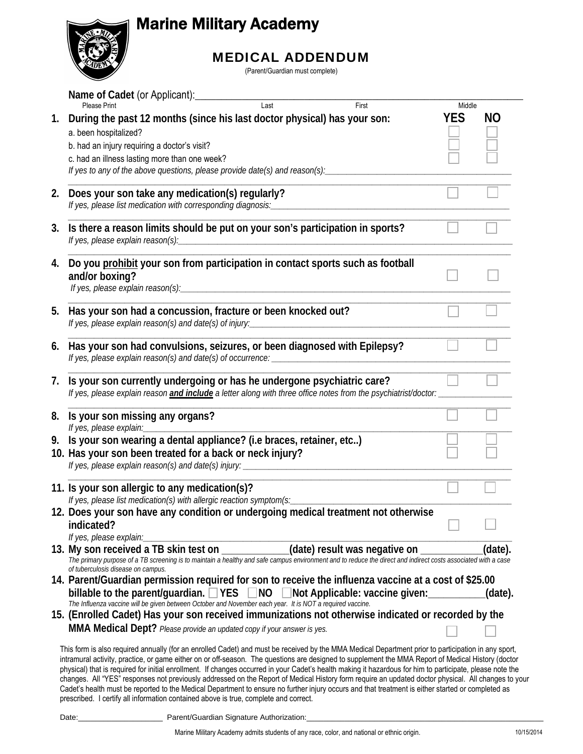# Marine Military Academy

## MEDICAL ADDENDUM

(Parent/Guardian must complete)

**Name of Cadet** (or Applicant):______________________________________________________

Please Print — Last — First — Middle

| | | YES | NO |
|---|---|---|---|
| **1.** | **During the past 12 months (since his last doctor physical) has your son:** | | |
| | a. been hospitalized? | ☐ | ☐ |
| | b. had an injury requiring a doctor's visit? | ☐ | ☐ |
| | c. had an illness lasting more than one week? | ☐ | ☐ |
| | *If yes to any of the above questions, please provide date(s) and reason(s):*______________________ | | |
| **2.** | **Does your son take any medication(s) regularly?** *If yes, please list medication with corresponding diagnosis:*______________________ | ☐ | ☐ |
| **3.** | **Is there a reason limits should be put on your son's participation in sports?** *If yes, please explain reason(s):*______________________ | ☐ | ☐ |
| **4.** | **Do you <u>prohibit</u> your son from participation in contact sports such as football and/or boxing?** *If yes, please explain reason(s):*______________________ | ☐ | ☐ |
| **5.** | **Has your son had a concussion, fracture or been knocked out?** *If yes, please explain reason(s) and date(s) of injury:*______________________ | ☐ | ☐ |
| **6.** | **Has your son had convulsions, seizures, or been diagnosed with Epilepsy?** *If yes, please explain reason(s) and date(s) of occurrence:*______________________ | ☐ | ☐ |
| **7.** | **Is your son currently undergoing or has he undergone psychiatric care?** *If yes, please explain reason **<u>and include</u>** a letter along with three office notes from the psychiatrist/doctor:*______________________ | ☐ | ☐ |
| **8.** | **Is your son missing any organs?** *If yes, please explain:*______________________ | ☐ | ☐ |
| **9.** | **Is your son wearing a dental appliance? (i.e braces, retainer, etc..)** | ☐ | ☐ |
| **10.** | **Has your son been treated for a back or neck injury?** *If yes, please explain reason(s) and date(s) injury:*______________________ | ☐ | ☐ |
| **11.** | **Is your son allergic to any medication(s)?** *If yes, please list medication(s) with allergic reaction symptom(s:*______________________ | ☐ | ☐ |
| **12.** | **Does your son have any condition or undergoing medical treatment not otherwise indicated?** *If yes, please explain:*______________________ | ☐ | ☐ |

**13. My son received a TB skin test on ____________(date) result was negative on ___________(date).**
*The primary purpose of a TB screening is to maintain a healthy and safe campus environment and to reduce the direct and indirect costs associated with a case of tuberculosis disease on campus.*

**14. Parent/Guardian permission required for son to receive the influenza vaccine at a cost of $25.00 billable to the parent/guardian. ☐ YES ☐ NO ☐ Not Applicable: vaccine given:__________(date).**
*The Influenza vaccine will be given between October and November each year. It is NOT a required vaccine.*

**15. (Enrolled Cadet) Has your son received immunizations not otherwise indicated or recorded by the MMA Medical Dept?** *Please provide an updated copy if your answer is yes.* ☐ ☐

This form is also required annually (for an enrolled Cadet) and must be received by the MMA Medical Department prior to participation in any sport, intramural activity, practice, or game either on or off-season. The questions are designed to supplement the MMA Report of Medical History (doctor physical) that is required for initial enrollment. If changes occurred in your Cadet's health making it hazardous for him to participate, please note the changes. All "YES" responses not previously addressed on the Report of Medical History form require an updated doctor physical. All changes to your Cadet's health must be reported to the Medical Department to ensure no further injury occurs and that treatment is either started or completed as prescribed. I certify all information contained above is true, complete and correct.

Date:__________________ Parent/Guardian Signature Authorization:______________________________________

Marine Military Academy admits students of any race, color, and national or ethnic origin. 10/15/2014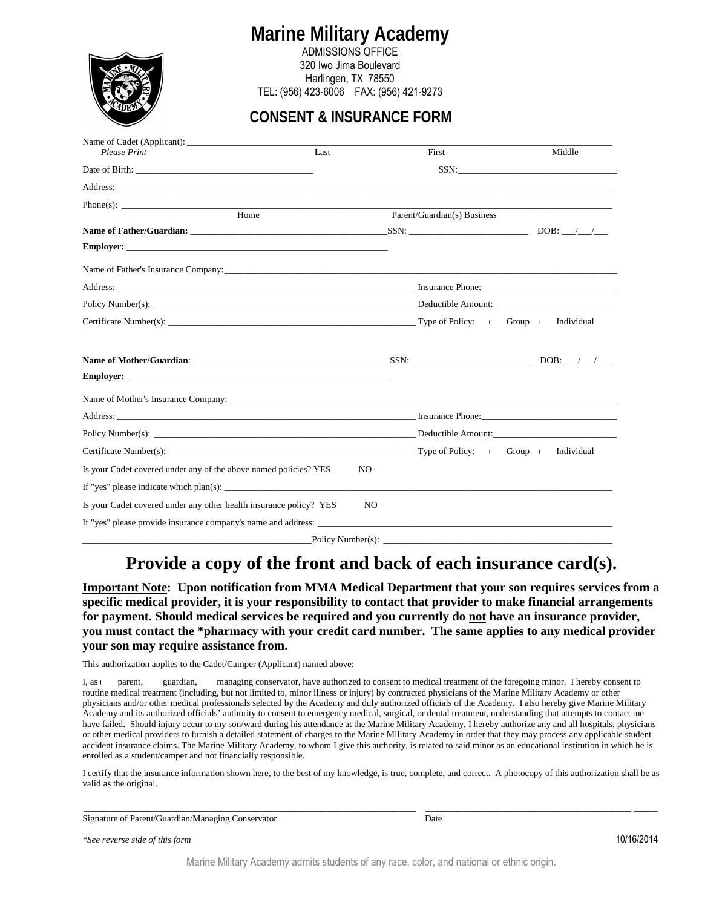# Marine Military Academy

ADMISSIONS OFFICE
320 Iwo Jima Boulevard
Harlingen, TX 78550
TEL: (956) 423-6006 FAX: (956) 421-9273

## CONSENT & INSURANCE FORM

Name of Cadet (Applicant): ______________________________________________
*Please Print* Last First Middle

Date of Birth: ____________________ SSN: ____________________

Address: ______________________________________________

Phone(s): ______________________________________________
Home Parent/Guardian(s) Business

**Name of Father/Guardian:** ____________________ SSN: ____________________ DOB: ___/___/___

**Employer:** ____________________

Name of Father's Insurance Company: ______________________________________________

Address: ____________________ Insurance Phone: ____________________

Policy Number(s): ____________________ Deductible Amount: ____________________

Certificate Number(s): ____________________ Type of Policy: ( Group ( Individual

**Name of Mother/Guardian**: ____________________ SSN: ____________________ DOB: ___/___/___

**Employer:** ____________________

Name of Mother's Insurance Company: ______________________________________________

Address: ____________________ Insurance Phone: ____________________

Policy Number(s): ____________________ Deductible Amount: ____________________

Certificate Number(s): ____________________ Type of Policy: ( Group ( Individual

Is your Cadet covered under any of the above named policies? YES NO

If "yes" please indicate which plan(s): ______________________________________________

Is your Cadet covered under any other health insurance policy? YES NO

If "yes" please provide insurance company's name and address: ______________________________________________

____________________ Policy Number(s): ____________________

# Provide a copy of the front and back of each insurance card(s).

**<u>Important Note</u>: Upon notification from MMA Medical Department that your son requires services from a specific medical provider, it is your responsibility to contact that provider to make financial arrangements for payment. Should medical services be required and you currently do <u>not</u> have an insurance provider, you must contact the *pharmacy with your credit card number. The same applies to any medical provider your son may require assistance from.**

This authorization applies to the Cadet/Camper (Applicant) named above:

I, as ( parent, ( guardian, ( managing conservator, have authorized to consent to medical treatment of the foregoing minor. I hereby consent to routine medical treatment (including, but not limited to, minor illness or injury) by contracted physicians of the Marine Military Academy or other physicians and/or other medical professionals selected by the Academy and duly authorized officials of the Academy. I also hereby give Marine Military Academy and its authorized officials' authority to consent to emergency medical, surgical, or dental treatment, understanding that attempts to contact me have failed. Should injury occur to my son/ward during his attendance at the Marine Military Academy, I hereby authorize any and all hospitals, physicians or other medical providers to furnish a detailed statement of charges to the Marine Military Academy in order that they may process any applicable student accident insurance claims. The Marine Military Academy, to whom I give this authority, is related to said minor as an educational institution in which he is enrolled as a student/camper and not financially responsible.

I certify that the insurance information shown here, to the best of my knowledge, is true, complete, and correct. A photocopy of this authorization shall be as valid as the original.

______________________________________________ ____________________
Signature of Parent/Guardian/Managing Conservator Date

*\*See reverse side of this form* 10/16/2014

Marine Military Academy admits students of any race, color, and national or ethnic origin.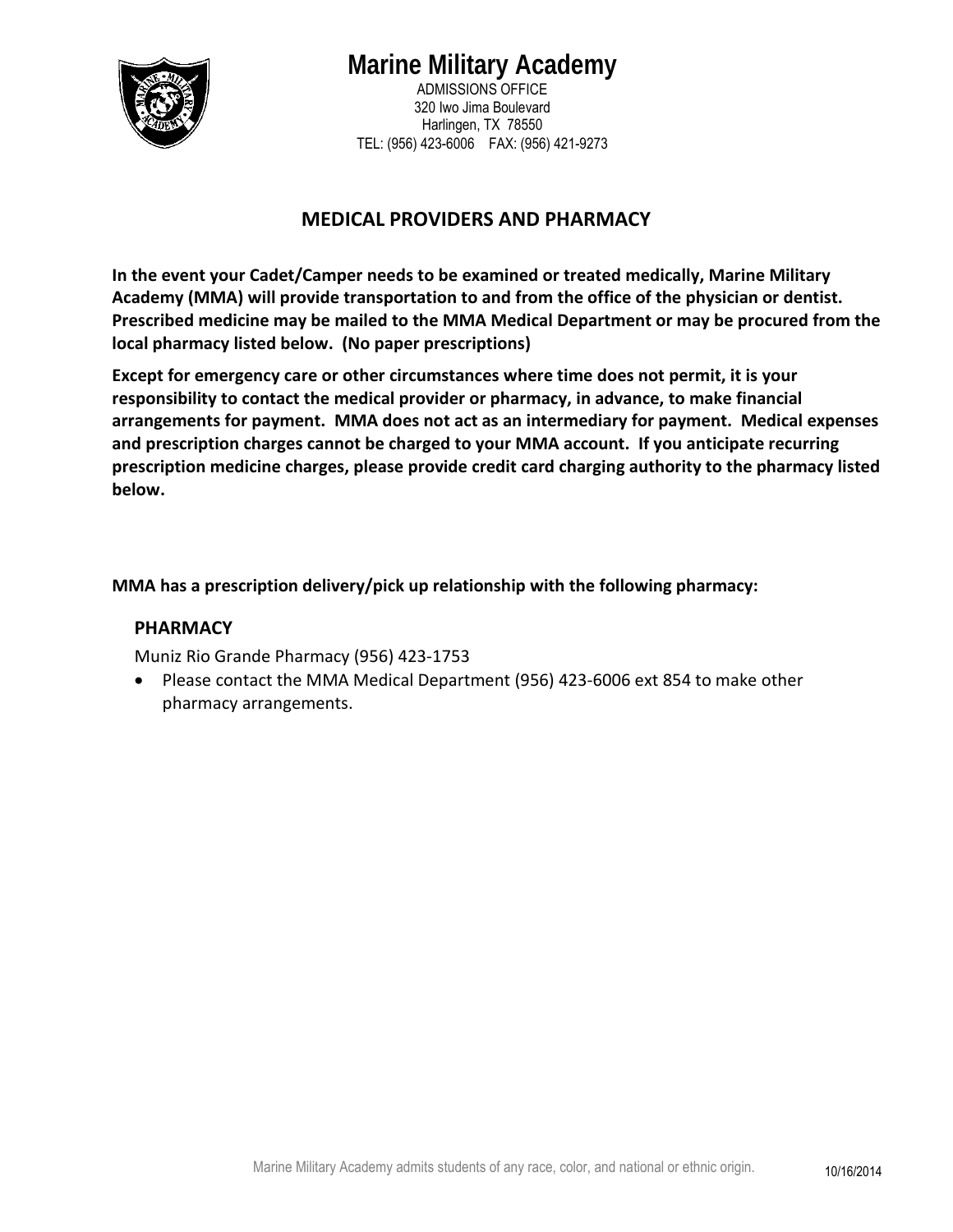# Marine Military Academy

ADMISSIONS OFFICE
320 Iwo Jima Boulevard
Harlingen, TX 78550
TEL: (956) 423-6006 FAX: (956) 421-9273

## MEDICAL PROVIDERS AND PHARMACY

**In the event your Cadet/Camper needs to be examined or treated medically, Marine Military Academy (MMA) will provide transportation to and from the office of the physician or dentist. Prescribed medicine may be mailed to the MMA Medical Department or may be procured from the local pharmacy listed below. (No paper prescriptions)**

**Except for emergency care or other circumstances where time does not permit, it is your responsibility to contact the medical provider or pharmacy, in advance, to make financial arrangements for payment. MMA does not act as an intermediary for payment. Medical expenses and prescription charges cannot be charged to your MMA account. If you anticipate recurring prescription medicine charges, please provide credit card charging authority to the pharmacy listed below.**

**MMA has a prescription delivery/pick up relationship with the following pharmacy:**

### PHARMACY

Muniz Rio Grande Pharmacy (956) 423-1753

- Please contact the MMA Medical Department (956) 423-6006 ext 854 to make other pharmacy arrangements.

Marine Military Academy admits students of any race, color, and national or ethnic origin.

10/16/2014